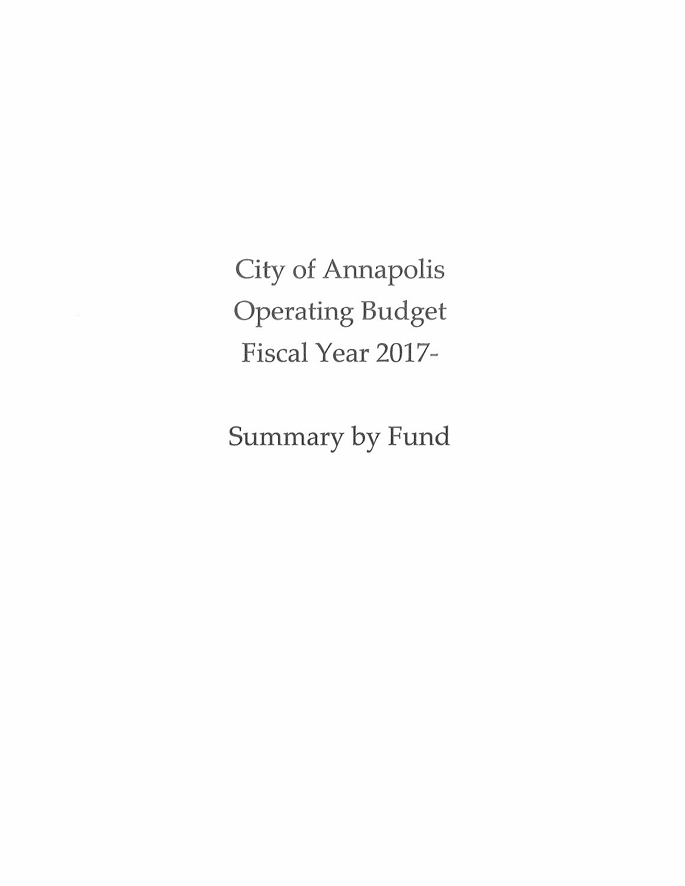# City of Annapolis Operating Budget Fiscal Year 2017-

## Summary by Fund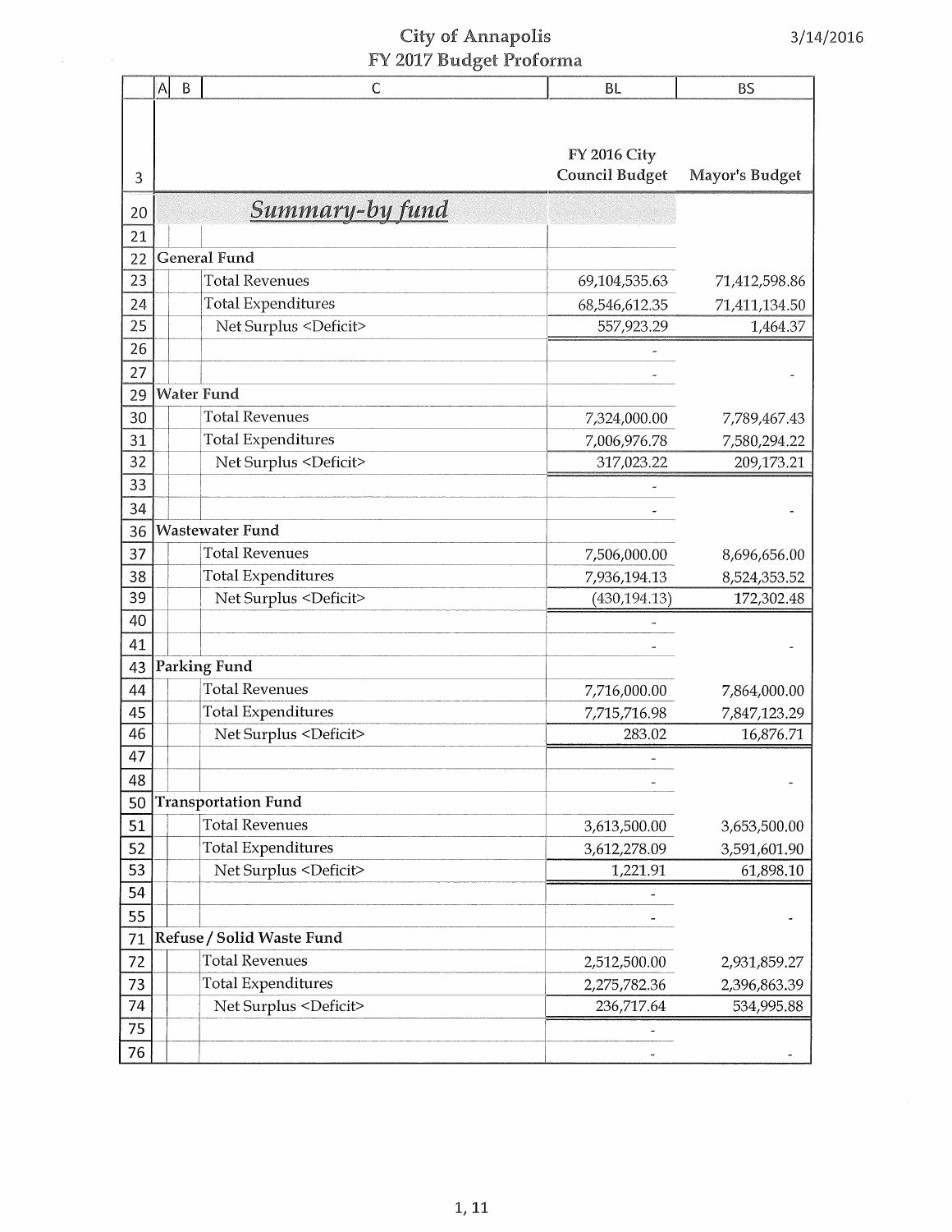# City of Annapolis
## FY 2017 Budget Proforma

3/14/2016

| | A | B | C | BL | BS |
|---|---|---|---|---|---|
| 3 | | | | FY 2016 City Council Budget | Mayor's Budget |
| 20 | | | *Summary-by fund* | | |
| 21 | | | | | |
| 22 | General Fund | | | | |
| 23 | | | Total Revenues | 69,104,535.63 | 71,412,598.86 |
| 24 | | | Total Expenditures | 68,546,612.35 | 71,411,134.50 |
| 25 | | | Net Surplus <Deficit> | 557,923.29 | 1,464.37 |
| 26 | | | | - | |
| 27 | | | | - | - |
| 29 | Water Fund | | | | |
| 30 | | | Total Revenues | 7,324,000.00 | 7,789,467.43 |
| 31 | | | Total Expenditures | 7,006,976.78 | 7,580,294.22 |
| 32 | | | Net Surplus <Deficit> | 317,023.22 | 209,173.21 |
| 33 | | | | - | |
| 34 | | | | - | - |
| 36 | Wastewater Fund | | | | |
| 37 | | | Total Revenues | 7,506,000.00 | 8,696,656.00 |
| 38 | | | Total Expenditures | 7,936,194.13 | 8,524,353.52 |
| 39 | | | Net Surplus <Deficit> | (430,194.13) | 172,302.48 |
| 40 | | | | - | |
| 41 | | | | - | - |
| 43 | Parking Fund | | | | |
| 44 | | | Total Revenues | 7,716,000.00 | 7,864,000.00 |
| 45 | | | Total Expenditures | 7,715,716.98 | 7,847,123.29 |
| 46 | | | Net Surplus <Deficit> | 283.02 | 16,876.71 |
| 47 | | | | - | |
| 48 | | | | - | - |
| 50 | Transportation Fund | | | | |
| 51 | | | Total Revenues | 3,613,500.00 | 3,653,500.00 |
| 52 | | | Total Expenditures | 3,612,278.09 | 3,591,601.90 |
| 53 | | | Net Surplus <Deficit> | 1,221.91 | 61,898.10 |
| 54 | | | | - | |
| 55 | | | | - | - |
| 71 | Refuse / Solid Waste Fund | | | | |
| 72 | | | Total Revenues | 2,512,500.00 | 2,931,859.27 |
| 73 | | | Total Expenditures | 2,275,782.36 | 2,396,863.39 |
| 74 | | | Net Surplus <Deficit> | 236,717.64 | 534,995.88 |
| 75 | | | | - | |
| 76 | | | | - | - |

1, 11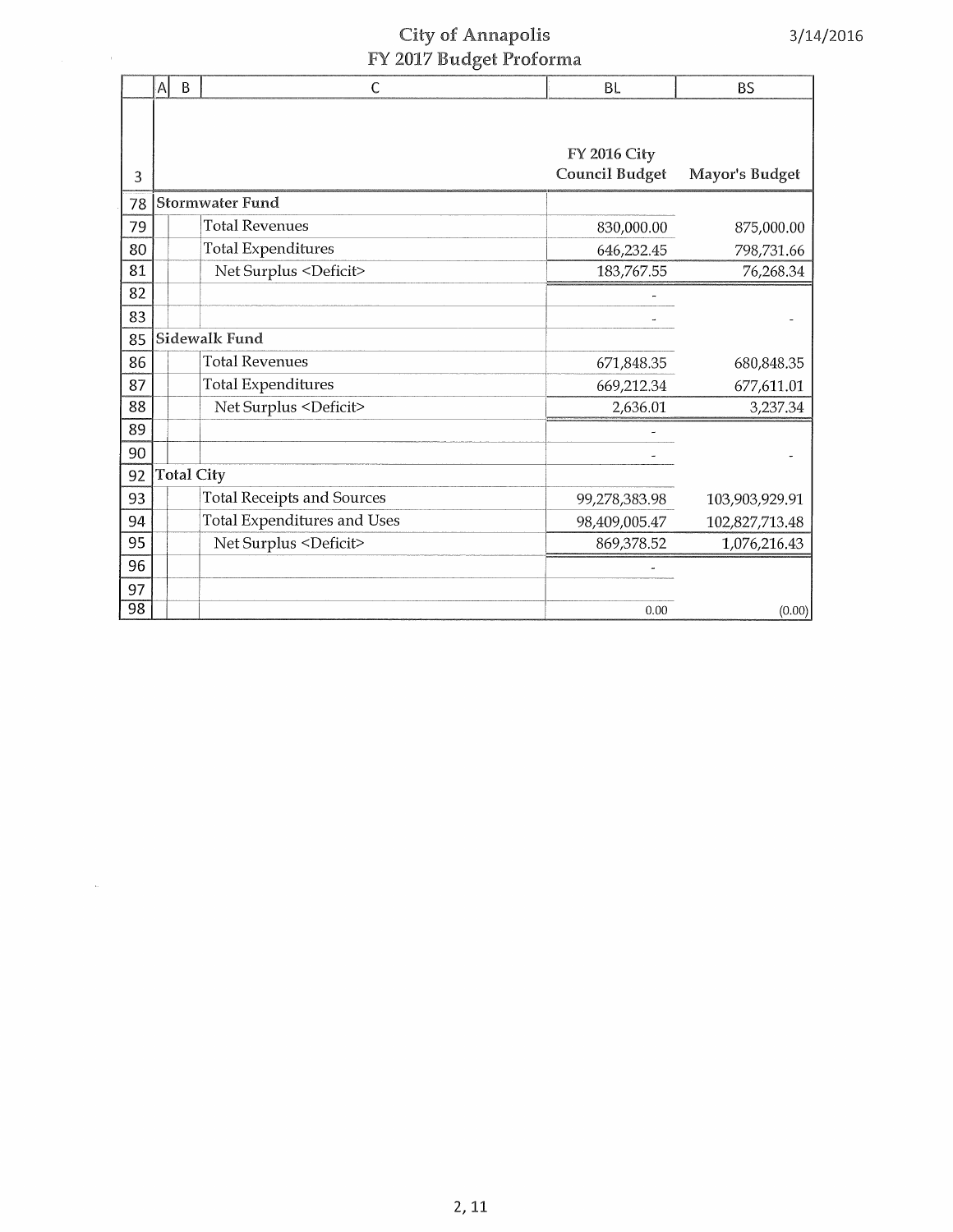# City of Annapolis
## FY 2017 Budget Proforma

3/14/2016

| | A | B | C | BL | BS |
|---|---|---|---|---|---|
| 3 | | | | FY 2016 City Council Budget | Mayor's Budget |
| 78 | Stormwater Fund | | | | |
| 79 | | | Total Revenues | 830,000.00 | 875,000.00 |
| 80 | | | Total Expenditures | 646,232.45 | 798,731.66 |
| 81 | | | Net Surplus <Deficit> | 183,767.55 | 76,268.34 |
| 82 | | | | - | |
| 83 | | | | - | - |
| 85 | Sidewalk Fund | | | | |
| 86 | | | Total Revenues | 671,848.35 | 680,848.35 |
| 87 | | | Total Expenditures | 669,212.34 | 677,611.01 |
| 88 | | | Net Surplus <Deficit> | 2,636.01 | 3,237.34 |
| 89 | | | | - | |
| 90 | | | | - | - |
| 92 | Total City | | | | |
| 93 | | | Total Receipts and Sources | 99,278,383.98 | 103,903,929.91 |
| 94 | | | Total Expenditures and Uses | 98,409,005.47 | 102,827,713.48 |
| 95 | | | Net Surplus <Deficit> | 869,378.52 | 1,076,216.43 |
| 96 | | | | - | |
| 97 | | | | | |
| 98 | | | | 0.00 | (0.00) |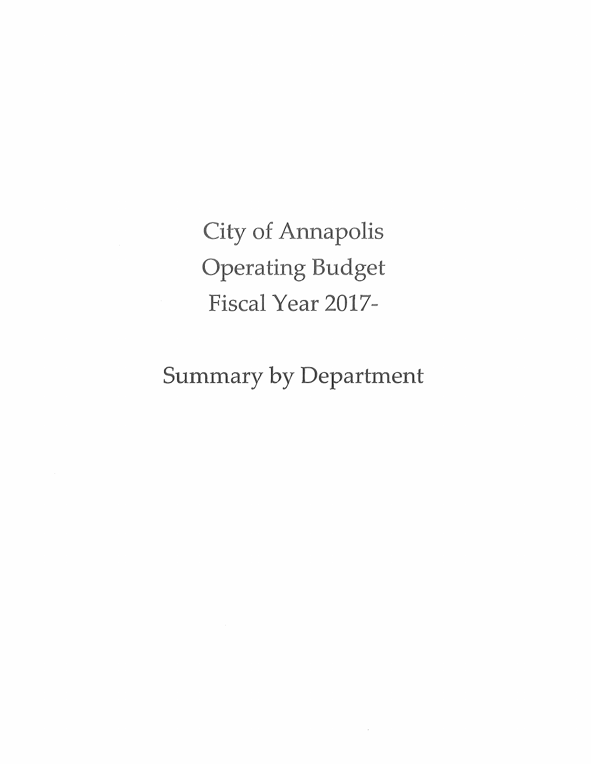# City of Annapolis Operating Budget Fiscal Year 2017-

## Summary by Department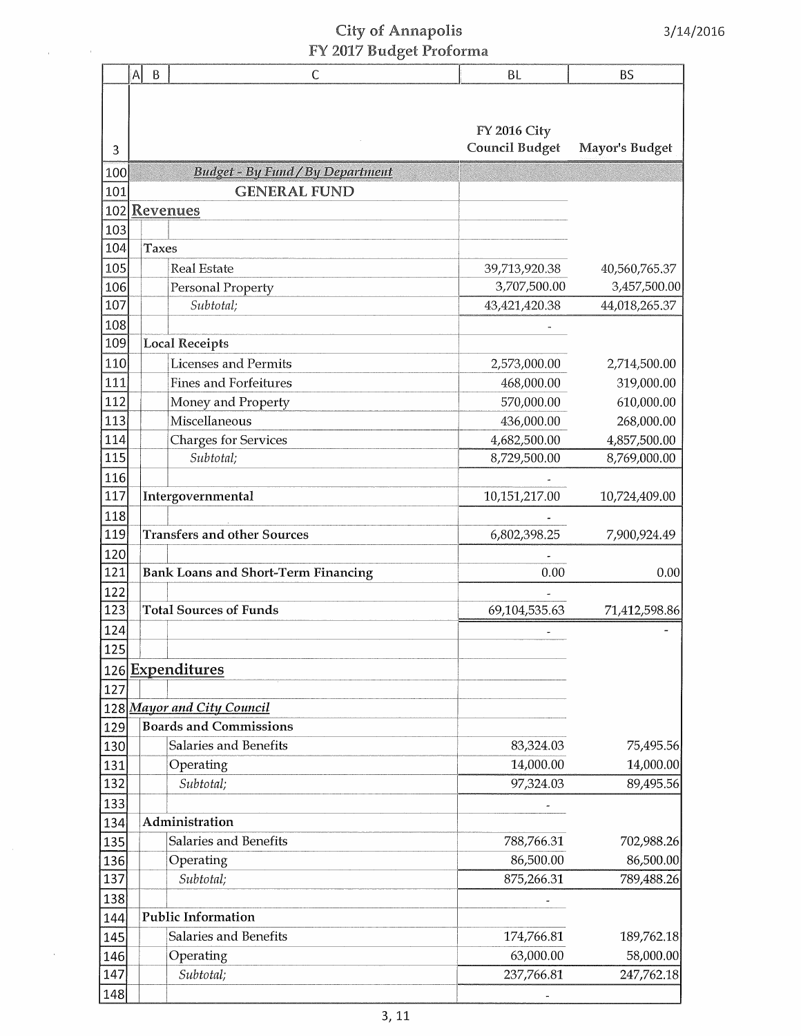# City of Annapolis
## FY 2017 Budget Proforma

| | A | B | C | BL | BS |
|---|---|---|---|---|---|
| 3 | | | | FY 2016 City Council Budget | Mayor's Budget |
| 100 | | | *Budget - By Fund / By Department* | | |
| 101 | | | **GENERAL FUND** | | |
| 102 | **Revenues** | | | | |
| 103 | | | | | |
| 104 | | **Taxes** | | | |
| 105 | | | Real Estate | 39,713,920.38 | 40,560,765.37 |
| 106 | | | Personal Property | 3,707,500.00 | 3,457,500.00 |
| 107 | | | *Subtotal;* | 43,421,420.38 | 44,018,265.37 |
| 108 | | | | - | |
| 109 | | **Local Receipts** | | | |
| 110 | | | Licenses and Permits | 2,573,000.00 | 2,714,500.00 |
| 111 | | | Fines and Forfeitures | 468,000.00 | 319,000.00 |
| 112 | | | Money and Property | 570,000.00 | 610,000.00 |
| 113 | | | Miscellaneous | 436,000.00 | 268,000.00 |
| 114 | | | Charges for Services | 4,682,500.00 | 4,857,500.00 |
| 115 | | | *Subtotal;* | 8,729,500.00 | 8,769,000.00 |
| 116 | | | | - | |
| 117 | | **Intergovernmental** | | 10,151,217.00 | 10,724,409.00 |
| 118 | | | | - | |
| 119 | | **Transfers and other Sources** | | 6,802,398.25 | 7,900,924.49 |
| 120 | | | | - | |
| 121 | | **Bank Loans and Short-Term Financing** | | 0.00 | 0.00 |
| 122 | | | | - | |
| 123 | | **Total Sources of Funds** | | 69,104,535.63 | 71,412,598.86 |
| 124 | | | | - | - |
| 125 | | | | | |
| 126 | **Expenditures** | | | | |
| 127 | | | | | |
| 128 | ***Mayor and City Council*** | | | | |
| 129 | | **Boards and Commissions** | | | |
| 130 | | | Salaries and Benefits | 83,324.03 | 75,495.56 |
| 131 | | | Operating | 14,000.00 | 14,000.00 |
| 132 | | | *Subtotal;* | 97,324.03 | 89,495.56 |
| 133 | | | | - | |
| 134 | | **Administration** | | | |
| 135 | | | Salaries and Benefits | 788,766.31 | 702,988.26 |
| 136 | | | Operating | 86,500.00 | 86,500.00 |
| 137 | | | *Subtotal;* | 875,266.31 | 789,488.26 |
| 138 | | | | - | |
| 144 | | **Public Information** | | | |
| 145 | | | Salaries and Benefits | 174,766.81 | 189,762.18 |
| 146 | | | Operating | 63,000.00 | 58,000.00 |
| 147 | | | *Subtotal;* | 237,766.81 | 247,762.18 |
| 148 | | | | - | |

3, 11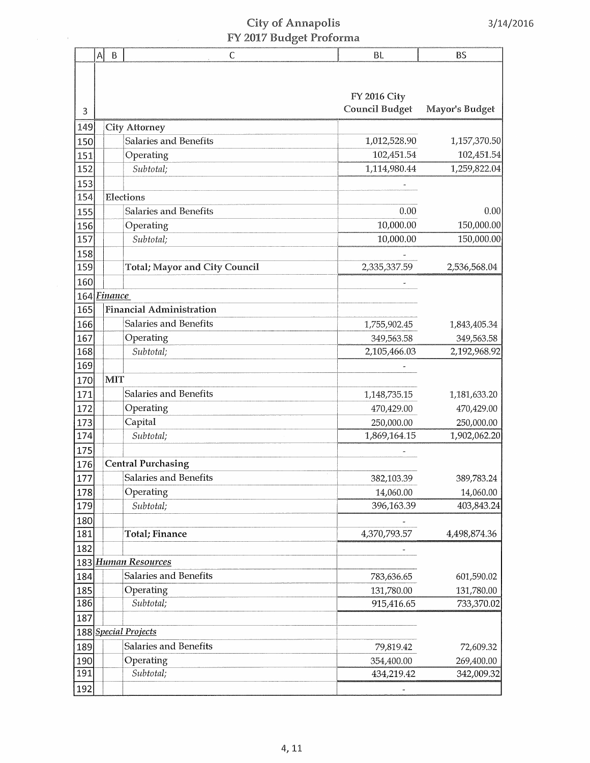# City of Annapolis
## FY 2017 Budget Proforma

3/14/2016

| | A | B | C | BL | BS |
|---|---|---|---|---|---|
| 3 | | | | FY 2016 City Council Budget | Mayor's Budget |
| 149 | | City Attorney | | | |
| 150 | | | Salaries and Benefits | 1,012,528.90 | 1,157,370.50 |
| 151 | | | Operating | 102,451.54 | 102,451.54 |
| 152 | | | *Subtotal;* | 1,114,980.44 | 1,259,822.04 |
| 153 | | | | - | |
| 154 | | Elections | | | |
| 155 | | | Salaries and Benefits | 0.00 | 0.00 |
| 156 | | | Operating | 10,000.00 | 150,000.00 |
| 157 | | | *Subtotal;* | 10,000.00 | 150,000.00 |
| 158 | | | | - | |
| 159 | | | **Total; Mayor and City Council** | 2,335,337.59 | 2,536,568.04 |
| 160 | | | | - | |
| 164 | ***Finance*** | | | | |
| 165 | | **Financial Administration** | | | |
| 166 | | | Salaries and Benefits | 1,755,902.45 | 1,843,405.34 |
| 167 | | | Operating | 349,563.58 | 349,563.58 |
| 168 | | | *Subtotal;* | 2,105,466.03 | 2,192,968.92 |
| 169 | | | | - | |
| 170 | | **MIT** | | | |
| 171 | | | Salaries and Benefits | 1,148,735.15 | 1,181,633.20 |
| 172 | | | Operating | 470,429.00 | 470,429.00 |
| 173 | | | Capital | 250,000.00 | 250,000.00 |
| 174 | | | *Subtotal;* | 1,869,164.15 | 1,902,062.20 |
| 175 | | | | - | |
| 176 | | **Central Purchasing** | | | |
| 177 | | | Salaries and Benefits | 382,103.39 | 389,783.24 |
| 178 | | | Operating | 14,060.00 | 14,060.00 |
| 179 | | | *Subtotal;* | 396,163.39 | 403,843.24 |
| 180 | | | | - | |
| 181 | | | **Total; Finance** | 4,370,793.57 | 4,498,874.36 |
| 182 | | | | - | |
| 183 | ***Human Resources*** | | | | |
| 184 | | | Salaries and Benefits | 783,636.65 | 601,590.02 |
| 185 | | | Operating | 131,780.00 | 131,780.00 |
| 186 | | | *Subtotal;* | 915,416.65 | 733,370.02 |
| 187 | | | | | |
| 188 | ***Special Projects*** | | | | |
| 189 | | | Salaries and Benefits | 79,819.42 | 72,609.32 |
| 190 | | | Operating | 354,400.00 | 269,400.00 |
| 191 | | | *Subtotal;* | 434,219.42 | 342,009.32 |
| 192 | | | | - | |

4, 11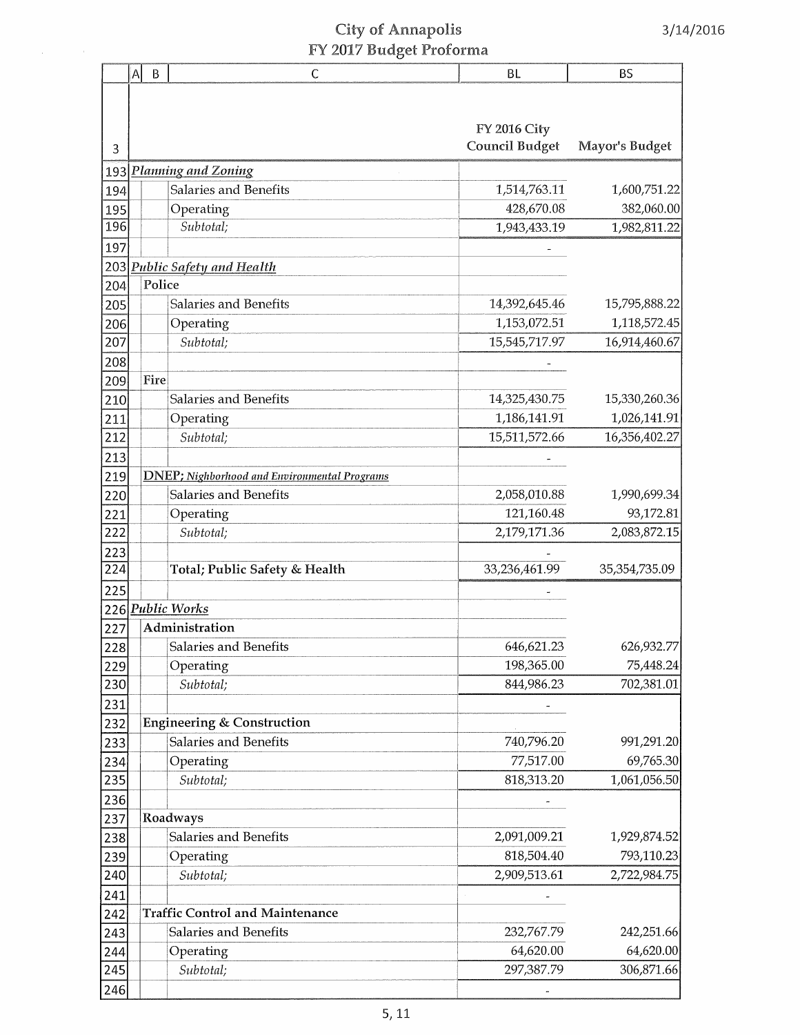# City of Annapolis
## FY 2017 Budget Proforma

| | A | B | C | BL | BS |
|---|---|---|---|---|---|
| 3 | | | | FY 2016 City Council Budget | Mayor's Budget |
| 193 | *Planning and Zoning* | | | | |
| 194 | | | Salaries and Benefits | 1,514,763.11 | 1,600,751.22 |
| 195 | | | Operating | 428,670.08 | 382,060.00 |
| 196 | | | *Subtotal;* | 1,943,433.19 | 1,982,811.22 |
| 197 | | | | - | |
| 203 | *Public Safety and Health* | | | | |
| 204 | | Police | | | |
| 205 | | | Salaries and Benefits | 14,392,645.46 | 15,795,888.22 |
| 206 | | | Operating | 1,153,072.51 | 1,118,572.45 |
| 207 | | | *Subtotal;* | 15,545,717.97 | 16,914,460.67 |
| 208 | | | | - | |
| 209 | | Fire | | | |
| 210 | | | Salaries and Benefits | 14,325,430.75 | 15,330,260.36 |
| 211 | | | Operating | 1,186,141.91 | 1,026,141.91 |
| 212 | | | *Subtotal;* | 15,511,572.66 | 16,356,402.27 |
| 213 | | | | - | |
| 219 | | DNEP; *Nighborhood and Environmental Programs* | | | |
| 220 | | | Salaries and Benefits | 2,058,010.88 | 1,990,699.34 |
| 221 | | | Operating | 121,160.48 | 93,172.81 |
| 222 | | | *Subtotal;* | 2,179,171.36 | 2,083,872.15 |
| 223 | | | | - | |
| 224 | | | **Total; Public Safety & Health** | 33,236,461.99 | 35,354,735.09 |
| 225 | | | | - | |
| 226 | *Public Works* | | | | |
| 227 | | Administration | | | |
| 228 | | | Salaries and Benefits | 646,621.23 | 626,932.77 |
| 229 | | | Operating | 198,365.00 | 75,448.24 |
| 230 | | | *Subtotal;* | 844,986.23 | 702,381.01 |
| 231 | | | | - | |
| 232 | | Engineering & Construction | | | |
| 233 | | | Salaries and Benefits | 740,796.20 | 991,291.20 |
| 234 | | | Operating | 77,517.00 | 69,765.30 |
| 235 | | | *Subtotal;* | 818,313.20 | 1,061,056.50 |
| 236 | | | | - | |
| 237 | | Roadways | | | |
| 238 | | | Salaries and Benefits | 2,091,009.21 | 1,929,874.52 |
| 239 | | | Operating | 818,504.40 | 793,110.23 |
| 240 | | | *Subtotal;* | 2,909,513.61 | 2,722,984.75 |
| 241 | | | | - | |
| 242 | | Traffic Control and Maintenance | | | |
| 243 | | | Salaries and Benefits | 232,767.79 | 242,251.66 |
| 244 | | | Operating | 64,620.00 | 64,620.00 |
| 245 | | | *Subtotal;* | 297,387.79 | 306,871.66 |
| 246 | | | | - | |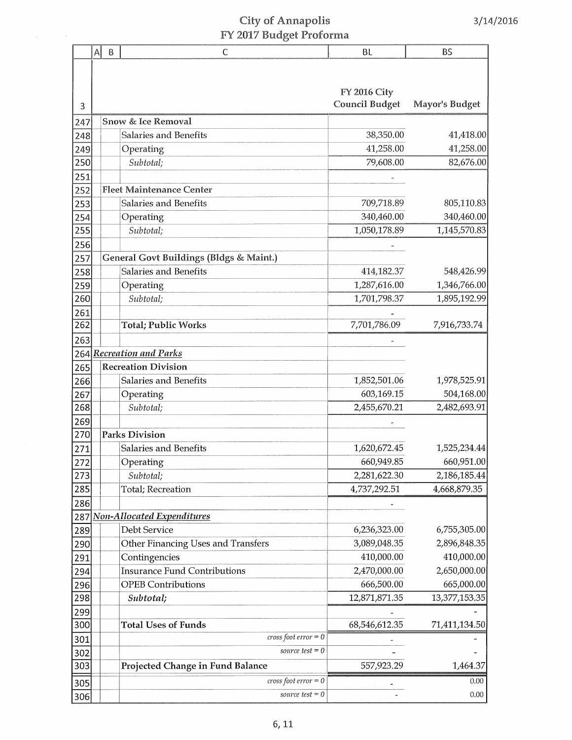# City of Annapolis
## FY 2017 Budget Proforma

3/14/2016

| | A | B | C | BL | BS |
|---|---|---|---|---|---|
| 3 | | | | FY 2016 City Council Budget | Mayor's Budget |
| 247 | | **Snow & Ice Removal** | | | |
| 248 | | | Salaries and Benefits | 38,350.00 | 41,418.00 |
| 249 | | | Operating | 41,258.00 | 41,258.00 |
| 250 | | | *Subtotal;* | 79,608.00 | 82,676.00 |
| 251 | | | | - | |
| 252 | | **Fleet Maintenance Center** | | | |
| 253 | | | Salaries and Benefits | 709,718.89 | 805,110.83 |
| 254 | | | Operating | 340,460.00 | 340,460.00 |
| 255 | | | *Subtotal;* | 1,050,178.89 | 1,145,570.83 |
| 256 | | | | - | |
| 257 | | **General Govt Buildings (Bldgs & Maint.)** | | | |
| 258 | | | Salaries and Benefits | 414,182.37 | 548,426.99 |
| 259 | | | Operating | 1,287,616.00 | 1,346,766.00 |
| 260 | | | *Subtotal;* | 1,701,798.37 | 1,895,192.99 |
| 261 | | | | - | |
| 262 | | | **Total; Public Works** | 7,701,786.09 | 7,916,733.74 |
| 263 | | | | - | |
| 264 | ***Recreation and Parks*** | | | | |
| 265 | | **Recreation Division** | | | |
| 266 | | | Salaries and Benefits | 1,852,501.06 | 1,978,525.91 |
| 267 | | | Operating | 603,169.15 | 504,168.00 |
| 268 | | | *Subtotal;* | 2,455,670.21 | 2,482,693.91 |
| 269 | | | | - | |
| 270 | | **Parks Division** | | | |
| 271 | | | Salaries and Benefits | 1,620,672.45 | 1,525,234.44 |
| 272 | | | Operating | 660,949.85 | 660,951.00 |
| 273 | | | *Subtotal;* | 2,281,622.30 | 2,186,185.44 |
| 285 | | | Total; Recreation | 4,737,292.51 | 4,668,879.35 |
| 286 | | | | - | |
| 287 | ***Non-Allocated Expenditures*** | | | | |
| 289 | | | Debt Service | 6,236,323.00 | 6,755,305.00 |
| 290 | | | Other Financing Uses and Transfers | 3,089,048.35 | 2,896,848.35 |
| 291 | | | Contingencies | 410,000.00 | 410,000.00 |
| 294 | | | Insurance Fund Contributions | 2,470,000.00 | 2,650,000.00 |
| 296 | | | OPEB Contributions | 666,500.00 | 665,000.00 |
| 298 | | | ***Subtotal;*** | 12,871,871.35 | 13,377,153.35 |
| 299 | | | | - | - |
| 300 | | | **Total Uses of Funds** | 68,546,612.35 | 71,411,134.50 |
| 301 | | | *cross foot error = 0* | - | - |
| 302 | | | *source test = 0* | - | - |
| 303 | | | **Projected Change in Fund Balance** | 557,923.29 | 1,464.37 |
| 305 | | | *cross foot error = 0* | - | 0.00 |
| 306 | | | *source test = 0* | - | 0.00 |

6, 11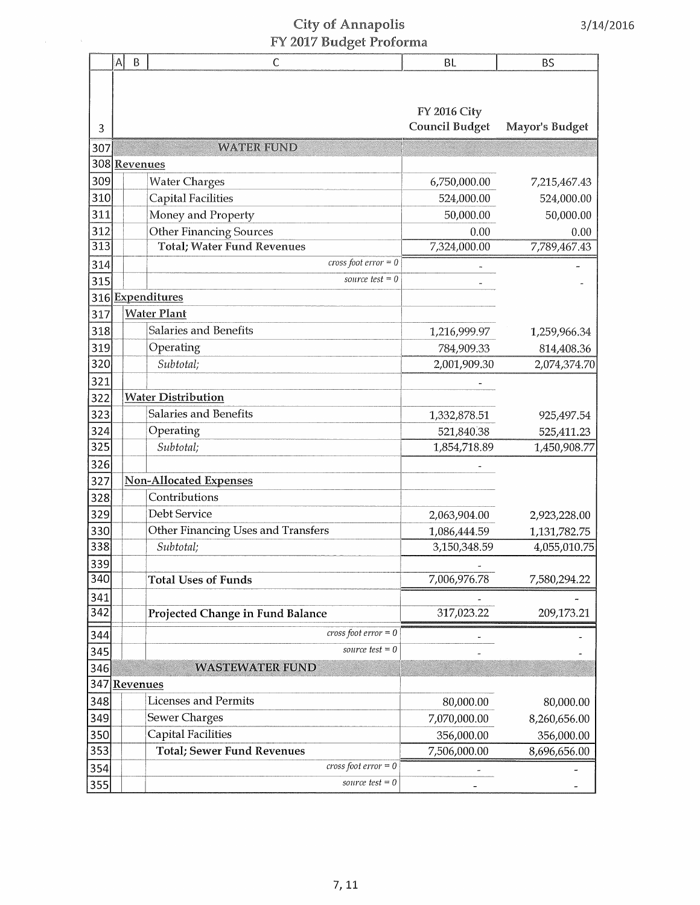# City of Annapolis
## FY 2017 Budget Proforma

3/14/2016

| | A | B | C | BL | BS |
|---|---|---|---|---|---|
| 3 | | | | FY 2016 City Council Budget | Mayor's Budget |
| 307 | | | **WATER FUND** | | |
| 308 | **Revenues** | | | | |
| 309 | | | Water Charges | 6,750,000.00 | 7,215,467.43 |
| 310 | | | Capital Facilities | 524,000.00 | 524,000.00 |
| 311 | | | Money and Property | 50,000.00 | 50,000.00 |
| 312 | | | Other Financing Sources | 0.00 | 0.00 |
| 313 | | | **Total; Water Fund Revenues** | 7,324,000.00 | 7,789,467.43 |
| 314 | | | *cross foot error = 0* | - | - |
| 315 | | | *source test = 0* | - | - |
| 316 | **Expenditures** | | | | |
| 317 | | **Water Plant** | | | |
| 318 | | | Salaries and Benefits | 1,216,999.97 | 1,259,966.34 |
| 319 | | | Operating | 784,909.33 | 814,408.36 |
| 320 | | | *Subtotal;* | 2,001,909.30 | 2,074,374.70 |
| 321 | | | | - | |
| 322 | | **Water Distribution** | | | |
| 323 | | | Salaries and Benefits | 1,332,878.51 | 925,497.54 |
| 324 | | | Operating | 521,840.38 | 525,411.23 |
| 325 | | | *Subtotal;* | 1,854,718.89 | 1,450,908.77 |
| 326 | | | | - | |
| 327 | | **Non-Allocated Expenses** | | | |
| 328 | | | Contributions | | |
| 329 | | | Debt Service | 2,063,904.00 | 2,923,228.00 |
| 330 | | | Other Financing Uses and Transfers | 1,086,444.59 | 1,131,782.75 |
| 338 | | | *Subtotal;* | 3,150,348.59 | 4,055,010.75 |
| 339 | | | | - | |
| 340 | | | **Total Uses of Funds** | 7,006,976.78 | 7,580,294.22 |
| 341 | | | | - | - |
| 342 | | | **Projected Change in Fund Balance** | 317,023.22 | 209,173.21 |
| 344 | | | *cross foot error = 0* | - | - |
| 345 | | | *source test = 0* | - | - |
| 346 | | | **WASTEWATER FUND** | | |
| 347 | **Revenues** | | | | |
| 348 | | | Licenses and Permits | 80,000.00 | 80,000.00 |
| 349 | | | Sewer Charges | 7,070,000.00 | 8,260,656.00 |
| 350 | | | Capital Facilities | 356,000.00 | 356,000.00 |
| 353 | | | **Total; Sewer Fund Revenues** | 7,506,000.00 | 8,696,656.00 |
| 354 | | | *cross foot error = 0* | - | - |
| 355 | | | *source test = 0* | - | - |

7, 11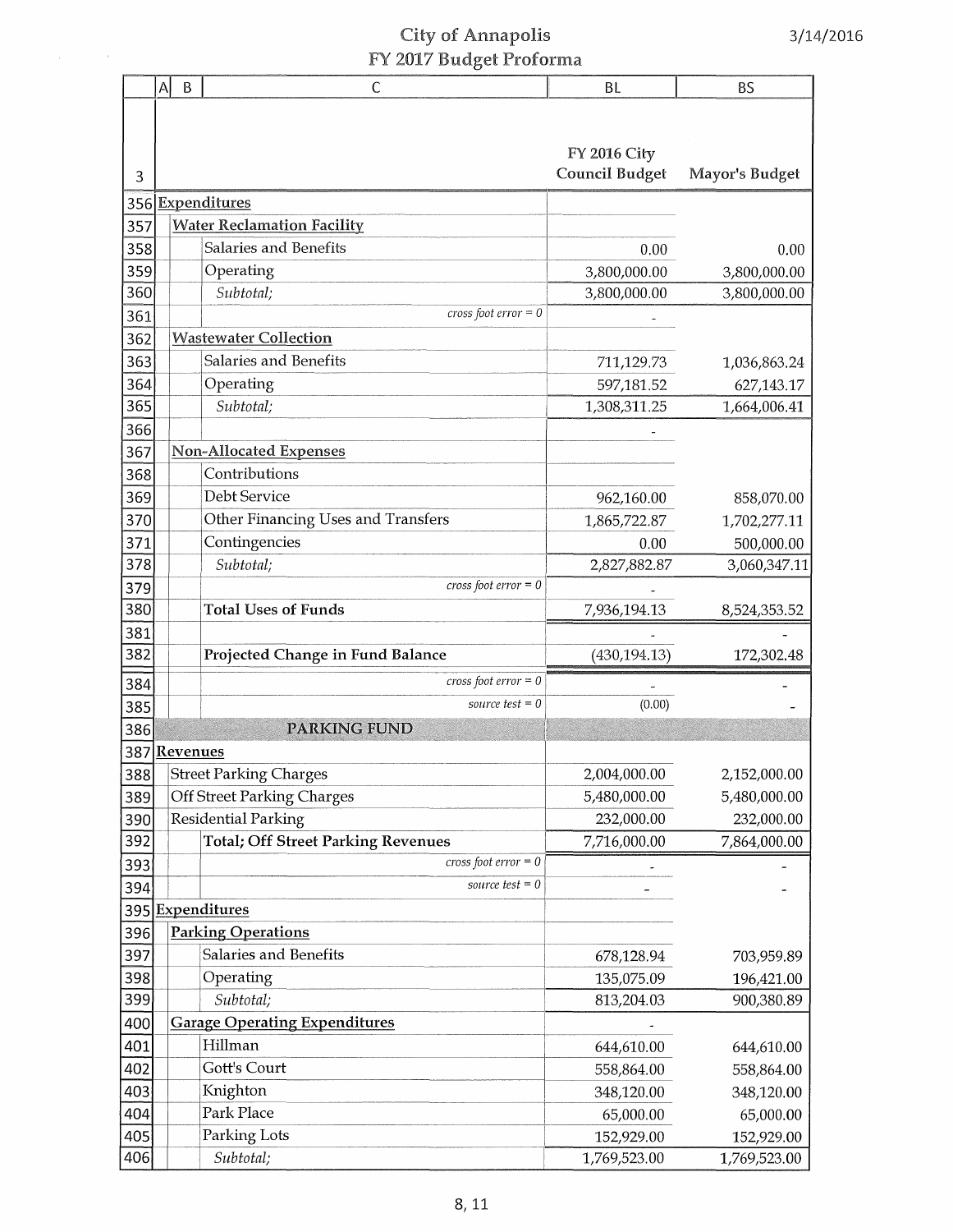# City of Annapolis
## FY 2017 Budget Proforma

| | A | B | C | BL | BS |
|---|---|---|---|---|---|
| 3 | | | | FY 2016 City Council Budget | Mayor's Budget |
| 356 | Expenditures | | | | |
| 357 | | Water Reclamation Facility | | | |
| 358 | | | Salaries and Benefits | 0.00 | 0.00 |
| 359 | | | Operating | 3,800,000.00 | 3,800,000.00 |
| 360 | | | *Subtotal;* | 3,800,000.00 | 3,800,000.00 |
| 361 | | | *cross foot error = 0* | - | |
| 362 | | Wastewater Collection | | | |
| 363 | | | Salaries and Benefits | 711,129.73 | 1,036,863.24 |
| 364 | | | Operating | 597,181.52 | 627,143.17 |
| 365 | | | *Subtotal;* | 1,308,311.25 | 1,664,006.41 |
| 366 | | | | - | |
| 367 | | Non-Allocated Expenses | | | |
| 368 | | | Contributions | | |
| 369 | | | Debt Service | 962,160.00 | 858,070.00 |
| 370 | | | Other Financing Uses and Transfers | 1,865,722.87 | 1,702,277.11 |
| 371 | | | Contingencies | 0.00 | 500,000.00 |
| 378 | | | *Subtotal;* | 2,827,882.87 | 3,060,347.11 |
| 379 | | | *cross foot error = 0* | - | |
| 380 | | | **Total Uses of Funds** | 7,936,194.13 | 8,524,353.52 |
| 381 | | | | - | - |
| 382 | | | **Projected Change in Fund Balance** | (430,194.13) | 172,302.48 |
| 384 | | | *cross foot error = 0* | - | - |
| 385 | | | *source test = 0* | (0.00) | - |
| 386 | | | **PARKING FUND** | | |
| 387 | Revenues | | | | |
| 388 | | Street Parking Charges | | 2,004,000.00 | 2,152,000.00 |
| 389 | | Off Street Parking Charges | | 5,480,000.00 | 5,480,000.00 |
| 390 | | Residential Parking | | 232,000.00 | 232,000.00 |
| 392 | | | **Total; Off Street Parking Revenues** | 7,716,000.00 | 7,864,000.00 |
| 393 | | | *cross foot error = 0* | - | - |
| 394 | | | *source test = 0* | - | - |
| 395 | Expenditures | | | | |
| 396 | | Parking Operations | | | |
| 397 | | | Salaries and Benefits | 678,128.94 | 703,959.89 |
| 398 | | | Operating | 135,075.09 | 196,421.00 |
| 399 | | | *Subtotal;* | 813,204.03 | 900,380.89 |
| 400 | | Garage Operating Expenditures | | - | |
| 401 | | | Hillman | 644,610.00 | 644,610.00 |
| 402 | | | Gott's Court | 558,864.00 | 558,864.00 |
| 403 | | | Knighton | 348,120.00 | 348,120.00 |
| 404 | | | Park Place | 65,000.00 | 65,000.00 |
| 405 | | | Parking Lots | 152,929.00 | 152,929.00 |
| 406 | | | *Subtotal;* | 1,769,523.00 | 1,769,523.00 |

8, 11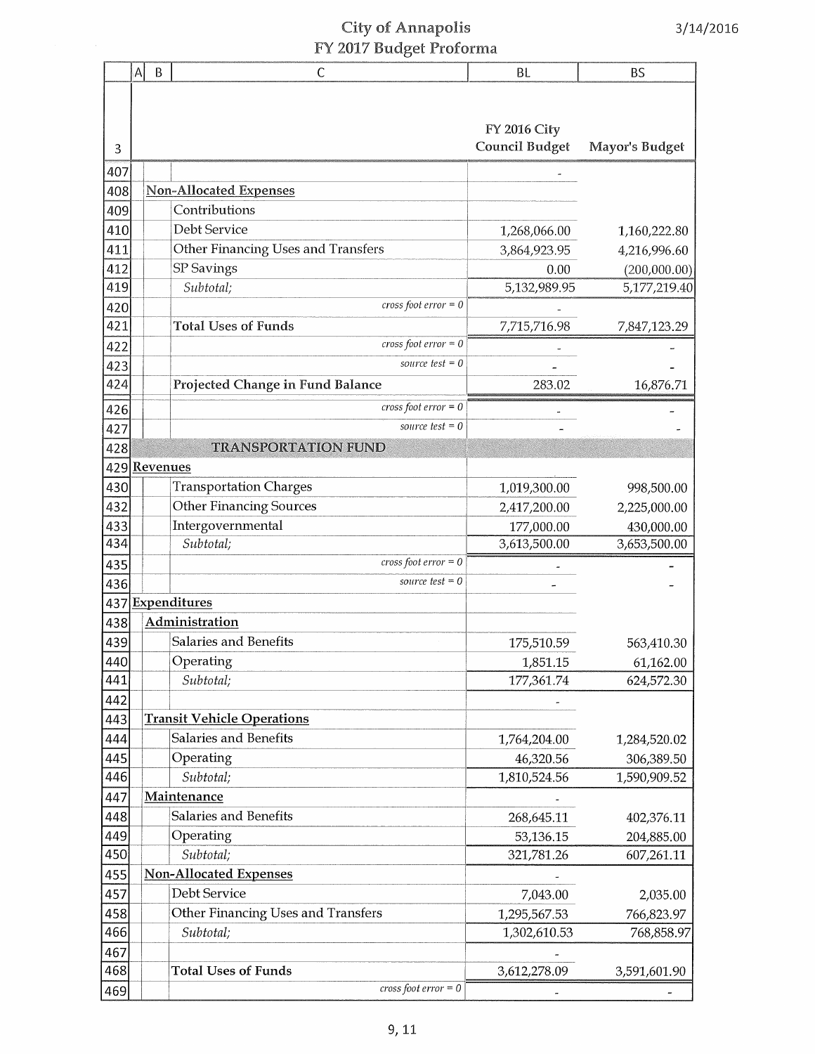# City of Annapolis
## FY 2017 Budget Proforma

3/14/2016

| | A | B | C | BL | BS |
|---|---|---|---|---|---|
| 3 | | | | FY 2016 City Council Budget | Mayor's Budget |
| 407 | | | | - | |
| 408 | | Non-Allocated Expenses | | | |
| 409 | | | Contributions | | |
| 410 | | | Debt Service | 1,268,066.00 | 1,160,222.80 |
| 411 | | | Other Financing Uses and Transfers | 3,864,923.95 | 4,216,996.60 |
| 412 | | | SP Savings | 0.00 | (200,000.00) |
| 419 | | | *Subtotal;* | 5,132,989.95 | 5,177,219.40 |
| 420 | | | *cross foot error = 0* | - | |
| 421 | | | **Total Uses of Funds** | 7,715,716.98 | 7,847,123.29 |
| 422 | | | *cross foot error = 0* | - | - |
| 423 | | | *source test = 0* | - | - |
| 424 | | | **Projected Change in Fund Balance** | 283.02 | 16,876.71 |
| 426 | | | *cross foot error = 0* | - | - |
| 427 | | | *source test = 0* | - | - |
| 428 | | | **TRANSPORTATION FUND** | | |
| 429 | Revenues | | | | |
| 430 | | | Transportation Charges | 1,019,300.00 | 998,500.00 |
| 432 | | | Other Financing Sources | 2,417,200.00 | 2,225,000.00 |
| 433 | | | Intergovernmental | 177,000.00 | 430,000.00 |
| 434 | | | *Subtotal;* | 3,613,500.00 | 3,653,500.00 |
| 435 | | | *cross foot error = 0* | - | - |
| 436 | | | *source test = 0* | - | - |
| 437 | Expenditures | | | | |
| 438 | | Administration | | | |
| 439 | | | Salaries and Benefits | 175,510.59 | 563,410.30 |
| 440 | | | Operating | 1,851.15 | 61,162.00 |
| 441 | | | *Subtotal;* | 177,361.74 | 624,572.30 |
| 442 | | | | - | |
| 443 | | Transit Vehicle Operations | | | |
| 444 | | | Salaries and Benefits | 1,764,204.00 | 1,284,520.02 |
| 445 | | | Operating | 46,320.56 | 306,389.50 |
| 446 | | | *Subtotal;* | 1,810,524.56 | 1,590,909.52 |
| 447 | | Maintenance | | - | |
| 448 | | | Salaries and Benefits | 268,645.11 | 402,376.11 |
| 449 | | | Operating | 53,136.15 | 204,885.00 |
| 450 | | | *Subtotal;* | 321,781.26 | 607,261.11 |
| 455 | | Non-Allocated Expenses | | - | |
| 457 | | | Debt Service | 7,043.00 | 2,035.00 |
| 458 | | | Other Financing Uses and Transfers | 1,295,567.53 | 766,823.97 |
| 466 | | | *Subtotal;* | 1,302,610.53 | 768,858.97 |
| 467 | | | | - | |
| 468 | | | **Total Uses of Funds** | 3,612,278.09 | 3,591,601.90 |
| 469 | | | *cross foot error = 0* | - | - |

9, 11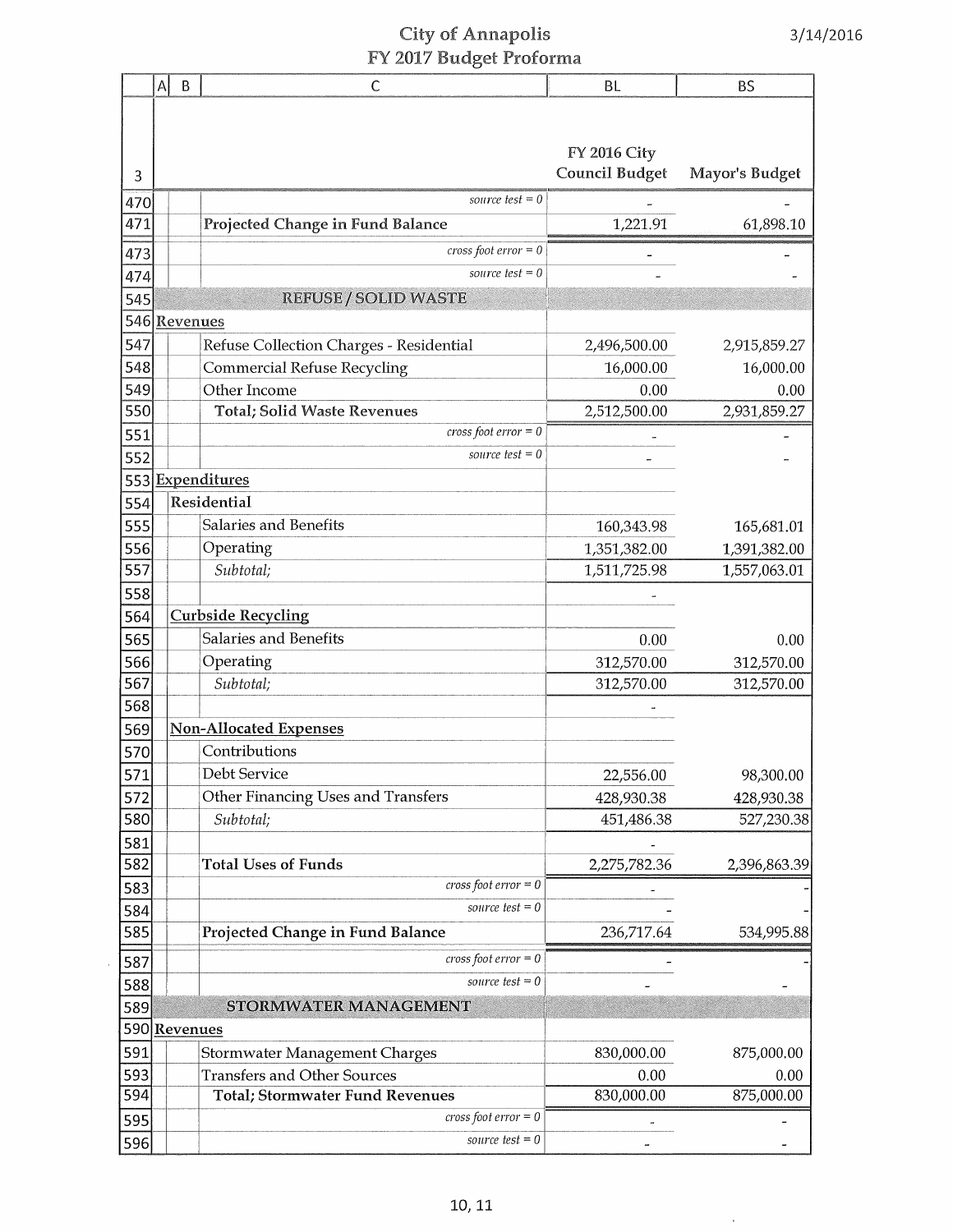# City of Annapolis
## FY 2017 Budget Proforma

| | A | B | C | BL | BS |
|---|---|---|---|---|---|
| 3 | | | | FY 2016 City Council Budget | Mayor's Budget |
| 470 | | | *source test = 0* | - | - |
| 471 | | | **Projected Change in Fund Balance** | 1,221.91 | 61,898.10 |
| 473 | | | *cross foot error = 0* | - | - |
| 474 | | | *source test = 0* | - | - |
| 545 | | | **REFUSE / SOLID WASTE** | | |
| 546 | **Revenues** | | | | |
| 547 | | | Refuse Collection Charges - Residential | 2,496,500.00 | 2,915,859.27 |
| 548 | | | Commercial Refuse Recycling | 16,000.00 | 16,000.00 |
| 549 | | | Other Income | 0.00 | 0.00 |
| 550 | | | **Total; Solid Waste Revenues** | 2,512,500.00 | 2,931,859.27 |
| 551 | | | *cross foot error = 0* | - | - |
| 552 | | | *source test = 0* | - | - |
| 553 | **Expenditures** | | | | |
| 554 | | **Residential** | | | |
| 555 | | | Salaries and Benefits | 160,343.98 | 165,681.01 |
| 556 | | | Operating | 1,351,382.00 | 1,391,382.00 |
| 557 | | | *Subtotal;* | 1,511,725.98 | 1,557,063.01 |
| 558 | | | | - | |
| 564 | | **Curbside Recycling** | | | |
| 565 | | | Salaries and Benefits | 0.00 | 0.00 |
| 566 | | | Operating | 312,570.00 | 312,570.00 |
| 567 | | | *Subtotal;* | 312,570.00 | 312,570.00 |
| 568 | | | | - | |
| 569 | | **Non-Allocated Expenses** | | | |
| 570 | | | Contributions | | |
| 571 | | | Debt Service | 22,556.00 | 98,300.00 |
| 572 | | | Other Financing Uses and Transfers | 428,930.38 | 428,930.38 |
| 580 | | | *Subtotal;* | 451,486.38 | 527,230.38 |
| 581 | | | | - | |
| 582 | | | **Total Uses of Funds** | 2,275,782.36 | 2,396,863.39 |
| 583 | | | *cross foot error = 0* | - | - |
| 584 | | | *source test = 0* | - | - |
| 585 | | | **Projected Change in Fund Balance** | 236,717.64 | 534,995.88 |
| 587 | | | *cross foot error = 0* | - | - |
| 588 | | | *source test = 0* | - | - |
| 589 | | | **STORMWATER MANAGEMENT** | | |
| 590 | **Revenues** | | | | |
| 591 | | | Stormwater Management Charges | 830,000.00 | 875,000.00 |
| 593 | | | Transfers and Other Sources | 0.00 | 0.00 |
| 594 | | | **Total; Stormwater Fund Revenues** | 830,000.00 | 875,000.00 |
| 595 | | | *cross foot error = 0* | - | - |
| 596 | | | *source test = 0* | - | - |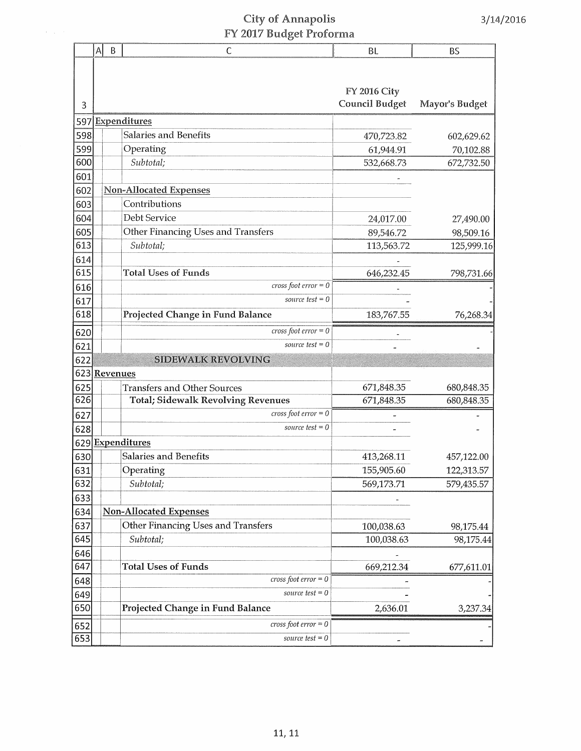# City of Annapolis
## FY 2017 Budget Proforma

3/14/2016

| | A | B | C | BL | BS |
|---|---|---|---|---|---|
| 3 | | | | FY 2016 City Council Budget | Mayor's Budget |
| 597 | **Expenditures** | | | | |
| 598 | | | Salaries and Benefits | 470,723.82 | 602,629.62 |
| 599 | | | Operating | 61,944.91 | 70,102.88 |
| 600 | | | *Subtotal;* | 532,668.73 | 672,732.50 |
| 601 | | | | - | |
| 602 | | **Non-Allocated Expenses** | | | |
| 603 | | | Contributions | | |
| 604 | | | Debt Service | 24,017.00 | 27,490.00 |
| 605 | | | Other Financing Uses and Transfers | 89,546.72 | 98,509.16 |
| 613 | | | *Subtotal;* | 113,563.72 | 125,999.16 |
| 614 | | | | - | |
| 615 | | | **Total Uses of Funds** | 646,232.45 | 798,731.66 |
| 616 | | | *cross foot error = 0* | - | - |
| 617 | | | *source test = 0* | - | - |
| 618 | | | **Projected Change in Fund Balance** | 183,767.55 | 76,268.34 |
| 620 | | | *cross foot error = 0* | - | - |
| 621 | | | *source test = 0* | - | - |
| 622 | | | **SIDEWALK REVOLVING** | | |
| 623 | **Revenues** | | | | |
| 625 | | | Transfers and Other Sources | 671,848.35 | 680,848.35 |
| 626 | | | **Total; Sidewalk Revolving Revenues** | 671,848.35 | 680,848.35 |
| 627 | | | *cross foot error = 0* | - | - |
| 628 | | | *source test = 0* | - | - |
| 629 | **Expenditures** | | | | |
| 630 | | | Salaries and Benefits | 413,268.11 | 457,122.00 |
| 631 | | | Operating | 155,905.60 | 122,313.57 |
| 632 | | | *Subtotal;* | 569,173.71 | 579,435.57 |
| 633 | | | | - | |
| 634 | | **Non-Allocated Expenses** | | | |
| 637 | | | Other Financing Uses and Transfers | 100,038.63 | 98,175.44 |
| 645 | | | *Subtotal;* | 100,038.63 | 98,175.44 |
| 646 | | | | - | |
| 647 | | | **Total Uses of Funds** | 669,212.34 | 677,611.01 |
| 648 | | | *cross foot error = 0* | - | - |
| 649 | | | *source test = 0* | - | - |
| 650 | | | **Projected Change in Fund Balance** | 2,636.01 | 3,237.34 |
| 652 | | | *cross foot error = 0* | | - |
| 653 | | | *source test = 0* | - | - |